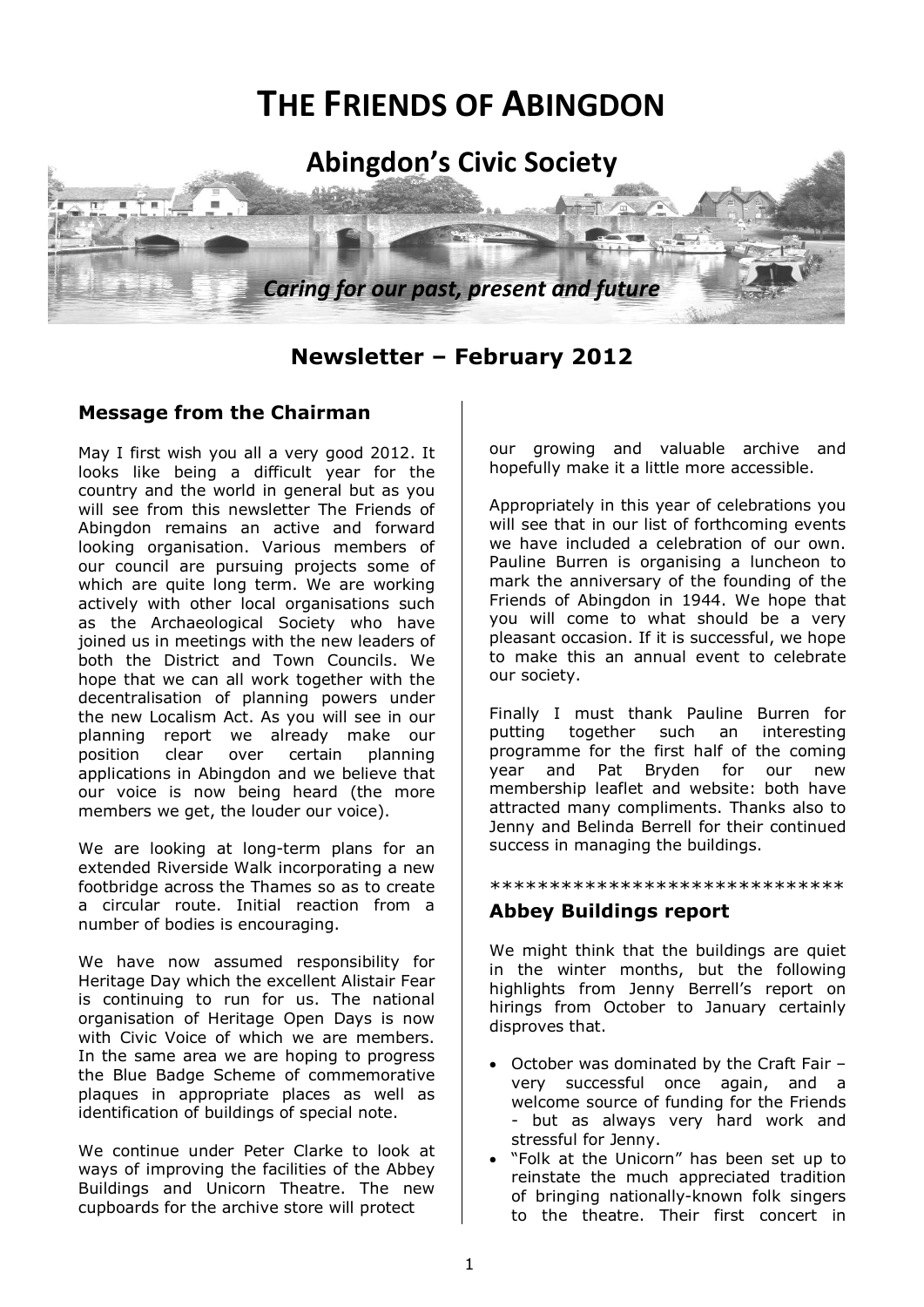# THE FRIENDS OF ABINGDON

## Abingdon's Civic Society

*Caring for our past, present and future*

## Newsletter – February 2012

### Message from the Chairman

May I first wish you all a very good 2012. It looks like being a difficult year for the country and the world in general but as you will see from this newsletter The Friends of Abingdon remains an active and forward looking organisation. Various members of our council are pursuing projects some of which are quite long term. We are working actively with other local organisations such as the Archaeological Society who have joined us in meetings with the new leaders of both the District and Town Councils. We hope that we can all work together with the decentralisation of planning powers under the new Localism Act. As you will see in our planning report we already make our position clear over certain planning applications in Abingdon and we believe that our voice is now being heard (the more members we get, the louder our voice).

We are looking at long-term plans for an extended Riverside Walk incorporating a new footbridge across the Thames so as to create a circular route. Initial reaction from a number of bodies is encouraging.

We have now assumed responsibility for Heritage Day which the excellent Alistair Fear is continuing to run for us. The national organisation of Heritage Open Days is now with Civic Voice of which we are members. In the same area we are hoping to progress the Blue Badge Scheme of commemorative plaques in appropriate places as well as identification of buildings of special note.

We continue under Peter Clarke to look at ways of improving the facilities of the Abbey Buildings and Unicorn Theatre. The new cupboards for the archive store will protect our growing and valuable archive and hopefully make it a little more accessible.

Appropriately in this year of celebrations you will see that in our list of forthcoming events we have included a celebration of our own. Pauline Burren is organising a luncheon to mark the anniversary of the founding of the Friends of Abingdon in 1944. We hope that you will come to what should be a very pleasant occasion. If it is successful, we hope to make this an annual event to celebrate our society.

Finally I must thank Pauline Burren for putting together such an interesting programme for the first half of the coming year and Pat Bryden for our new membership leaflet and website: both have attracted many compliments. Thanks also to Jenny and Belinda Berrell for their continued success in managing the buildings.

******************************

### Abbey Buildings report

We might think that the buildings are quiet in the winter months, but the following highlights from Jenny Berrell's report on hirings from October to January certainly disproves that.

- October was dominated by the Craft Fair – very successful once again, and a welcome source of funding for the Friends - but as always very hard work and stressful for Jenny.
- "Folk at the Unicorn" has been set up to reinstate the much appreciated tradition of bringing nationally-known folk singers to the theatre. Their first concert in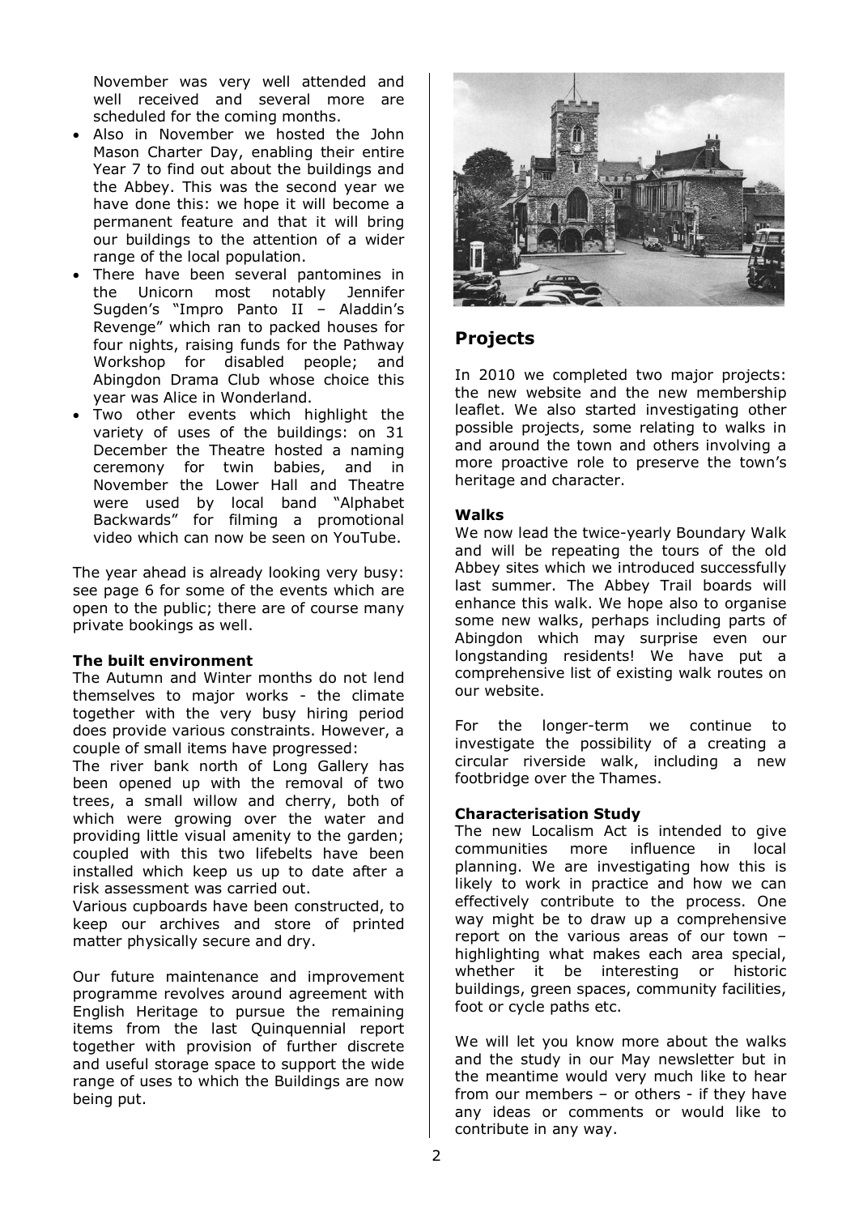November was very well attended and well received and several more are scheduled for the coming months.

- Also in November we hosted the John Mason Charter Day, enabling their entire Year 7 to find out about the buildings and the Abbey. This was the second year we have done this: we hope it will become a permanent feature and that it will bring our buildings to the attention of a wider range of the local population.
- There have been several pantomines in the Unicorn most notably Jennifer Sugden's "Impro Panto II – Aladdin's Revenge" which ran to packed houses for four nights, raising funds for the Pathway Workshop for disabled people; and Abingdon Drama Club whose choice this year was Alice in Wonderland.
- Two other events which highlight the variety of uses of the buildings: on 31 December the Theatre hosted a naming ceremony for twin babies, and in November the Lower Hall and Theatre were used by local band "Alphabet Backwards" for filming a promotional video which can now be seen on YouTube.

The year ahead is already looking very busy: see page 6 for some of the events which are open to the public; there are of course many private bookings as well.

**The built environment**

The Autumn and Winter months do not lend themselves to major works - the climate together with the very busy hiring period does provide various constraints. However, a couple of small items have progressed:

The river bank north of Long Gallery has been opened up with the removal of two trees, a small willow and cherry, both of which were growing over the water and providing little visual amenity to the garden; coupled with this two lifebelts have been installed which keep us up to date after a risk assessment was carried out.

Various cupboards have been constructed, to keep our archives and store of printed matter physically secure and dry.

Our future maintenance and improvement programme revolves around agreement with English Heritage to pursue the remaining items from the last Quinquennial report together with provision of further discrete and useful storage space to support the wide range of uses to which the Buildings are now being put.

## Projects

In 2010 we completed two major projects: the new website and the new membership leaflet. We also started investigating other possible projects, some relating to walks in and around the town and others involving a more proactive role to preserve the town's heritage and character.

**Walks**

We now lead the twice-yearly Boundary Walk and will be repeating the tours of the old Abbey sites which we introduced successfully last summer. The Abbey Trail boards will enhance this walk. We hope also to organise some new walks, perhaps including parts of Abingdon which may surprise even our longstanding residents! We have put a comprehensive list of existing walk routes on our website.

For the longer-term we continue to investigate the possibility of a creating a circular riverside walk, including a new footbridge over the Thames.

**Characterisation Study**

The new Localism Act is intended to give communities more influence in local planning. We are investigating how this is likely to work in practice and how we can effectively contribute to the process. One way might be to draw up a comprehensive report on the various areas of our town – highlighting what makes each area special, whether it be interesting or historic buildings, green spaces, community facilities, foot or cycle paths etc.

We will let you know more about the walks and the study in our May newsletter but in the meantime would very much like to hear from our members – or others - if they have any ideas or comments or would like to contribute in any way.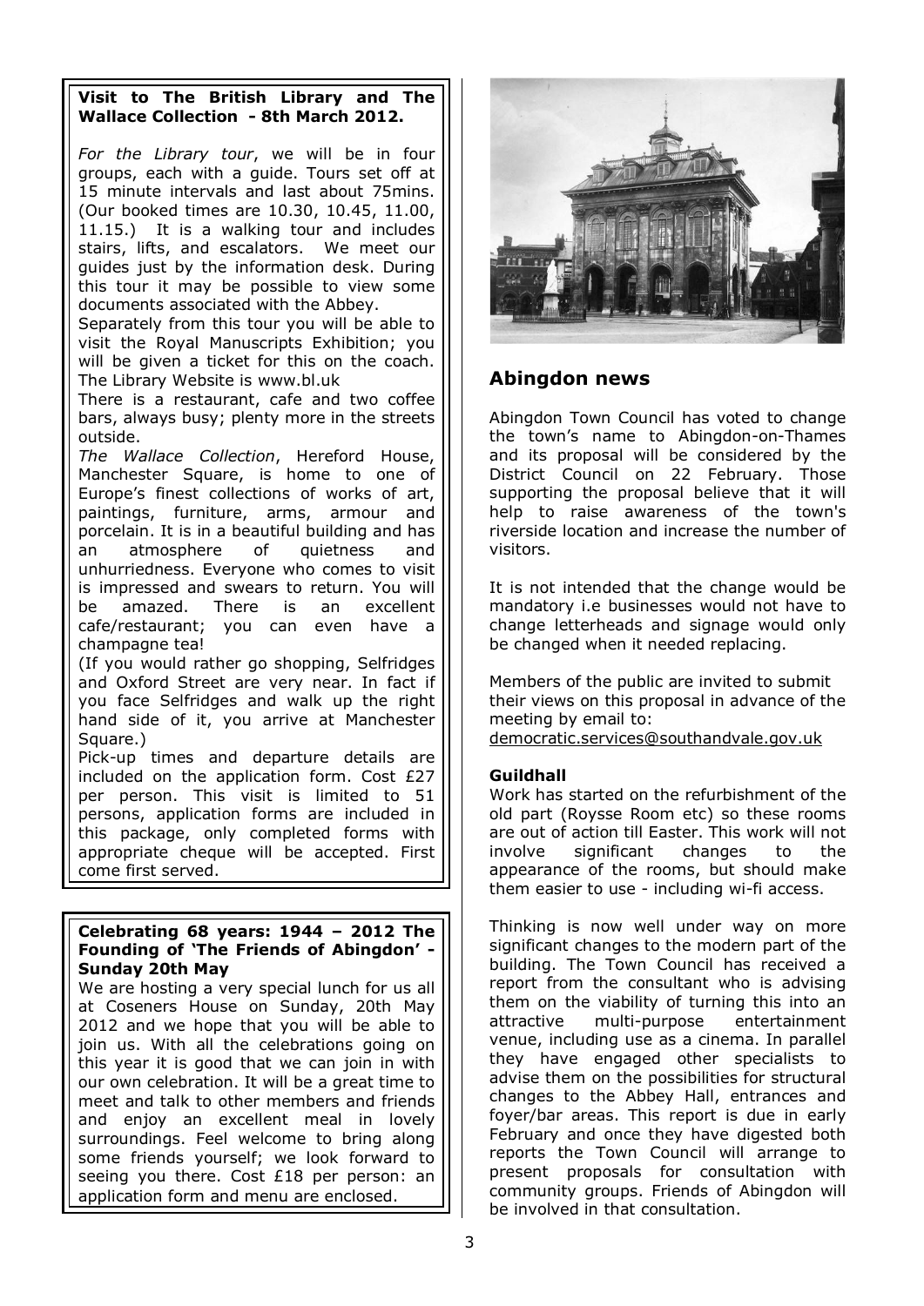**Visit to The British Library and The Wallace Collection - 8th March 2012.**

*For the Library tour*, we will be in four groups, each with a guide. Tours set off at 15 minute intervals and last about 75mins. (Our booked times are 10.30, 10.45, 11.00, 11.15.) It is a walking tour and includes stairs, lifts, and escalators. We meet our guides just by the information desk. During this tour it may be possible to view some documents associated with the Abbey.

Separately from this tour you will be able to visit the Royal Manuscripts Exhibition; you will be given a ticket for this on the coach. The Library Website is www.bl.uk

There is a restaurant, cafe and two coffee bars, always busy; plenty more in the streets outside.

*The Wallace Collection*, Hereford House, Manchester Square, is home to one of Europe's finest collections of works of art, paintings, furniture, arms, armour and porcelain. It is in a beautiful building and has an atmosphere of quietness and unhurriedness. Everyone who comes to visit is impressed and swears to return. You will be amazed. There is an excellent cafe/restaurant; you can even have a champagne tea!

(If you would rather go shopping, Selfridges and Oxford Street are very near. In fact if you face Selfridges and walk up the right hand side of it, you arrive at Manchester Square.)

Pick-up times and departure details are included on the application form. Cost £27 per person. This visit is limited to 51 persons, application forms are included in this package, only completed forms with appropriate cheque will be accepted. First come first served.

**Celebrating 68 years: 1944 – 2012 The Founding of 'The Friends of Abingdon' - Sunday 20th May**

We are hosting a very special lunch for us all at Coseners House on Sunday, 20th May 2012 and we hope that you will be able to join us. With all the celebrations going on this year it is good that we can join in with our own celebration. It will be a great time to meet and talk to other members and friends and enjoy an excellent meal in lovely surroundings. Feel welcome to bring along some friends yourself; we look forward to seeing you there. Cost £18 per person: an application form and menu are enclosed.

## Abingdon news

Abingdon Town Council has voted to change the town's name to Abingdon-on-Thames and its proposal will be considered by the District Council on 22 February. Those supporting the proposal believe that it will help to raise awareness of the town's riverside location and increase the number of visitors.

It is not intended that the change would be mandatory i.e businesses would not have to change letterheads and signage would only be changed when it needed replacing.

Members of the public are invited to submit their views on this proposal in advance of the meeting by email to: democratic.services@southandvale.gov.uk

**Guildhall**

Work has started on the refurbishment of the old part (Roysse Room etc) so these rooms are out of action till Easter. This work will not involve significant changes to the appearance of the rooms, but should make them easier to use - including wi-fi access.

Thinking is now well under way on more significant changes to the modern part of the building. The Town Council has received a report from the consultant who is advising them on the viability of turning this into an attractive multi-purpose entertainment venue, including use as a cinema. In parallel they have engaged other specialists to advise them on the possibilities for structural changes to the Abbey Hall, entrances and foyer/bar areas. This report is due in early February and once they have digested both reports the Town Council will arrange to present proposals for consultation with community groups. Friends of Abingdon will be involved in that consultation.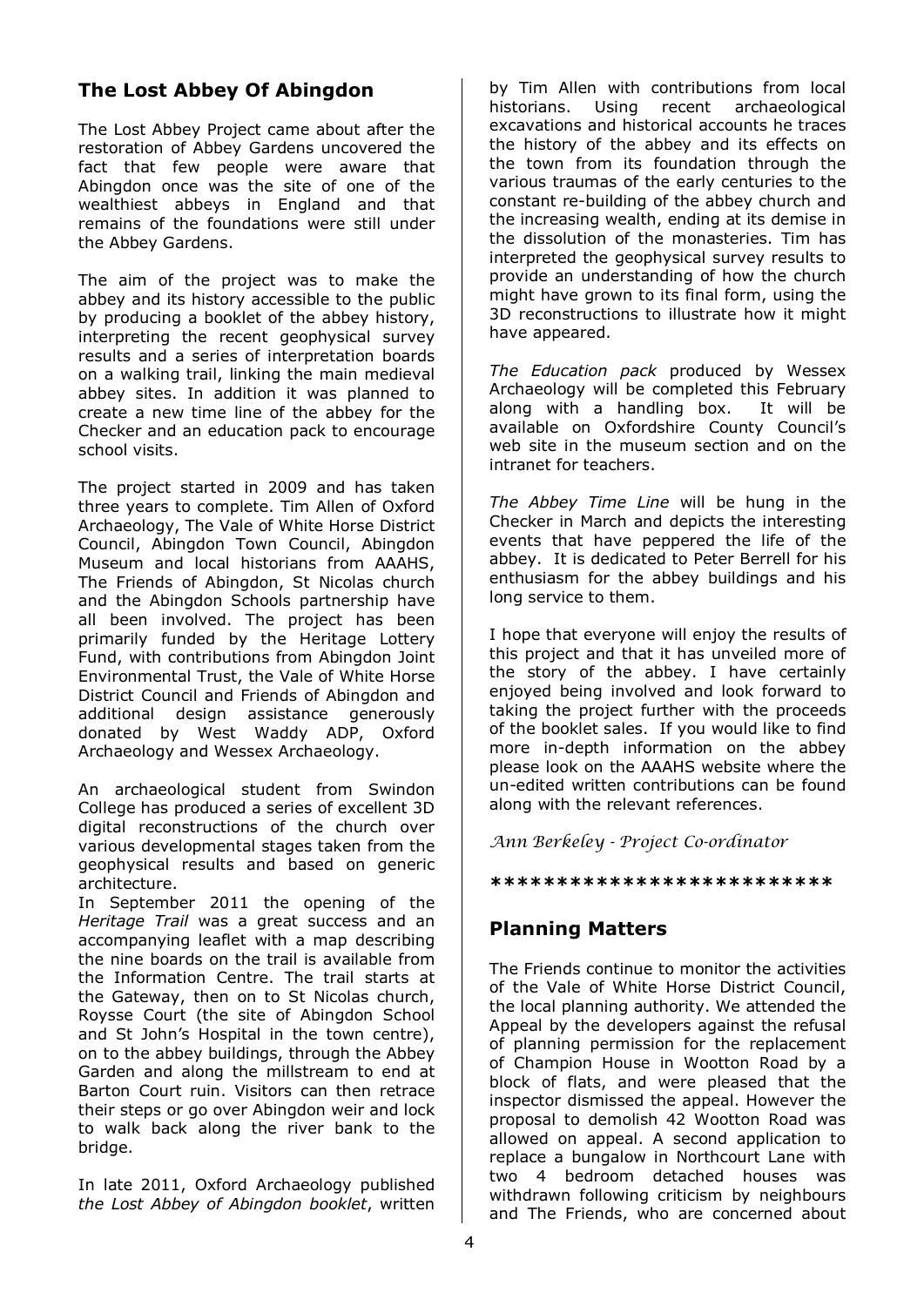## The Lost Abbey Of Abingdon

The Lost Abbey Project came about after the restoration of Abbey Gardens uncovered the fact that few people were aware that Abingdon once was the site of one of the wealthiest abbeys in England and that remains of the foundations were still under the Abbey Gardens.

The aim of the project was to make the abbey and its history accessible to the public by producing a booklet of the abbey history, interpreting the recent geophysical survey results and a series of interpretation boards on a walking trail, linking the main medieval abbey sites. In addition it was planned to create a new time line of the abbey for the Checker and an education pack to encourage school visits.

The project started in 2009 and has taken three years to complete. Tim Allen of Oxford Archaeology, The Vale of White Horse District Council, Abingdon Town Council, Abingdon Museum and local historians from AAAHS, The Friends of Abingdon, St Nicolas church and the Abingdon Schools partnership have all been involved. The project has been primarily funded by the Heritage Lottery Fund, with contributions from Abingdon Joint Environmental Trust, the Vale of White Horse District Council and Friends of Abingdon and additional design assistance generously donated by West Waddy ADP, Oxford Archaeology and Wessex Archaeology.

An archaeological student from Swindon College has produced a series of excellent 3D digital reconstructions of the church over various developmental stages taken from the geophysical results and based on generic architecture.

In September 2011 the opening of the *Heritage Trail* was a great success and an accompanying leaflet with a map describing the nine boards on the trail is available from the Information Centre. The trail starts at the Gateway, then on to St Nicolas church, Roysse Court (the site of Abingdon School and St John's Hospital in the town centre), on to the abbey buildings, through the Abbey Garden and along the millstream to end at Barton Court ruin. Visitors can then retrace their steps or go over Abingdon weir and lock to walk back along the river bank to the bridge.

In late 2011, Oxford Archaeology published *the Lost Abbey of Abingdon booklet*, written by Tim Allen with contributions from local historians. Using recent archaeological excavations and historical accounts he traces the history of the abbey and its effects on the town from its foundation through the various traumas of the early centuries to the constant re-building of the abbey church and the increasing wealth, ending at its demise in the dissolution of the monasteries. Tim has interpreted the geophysical survey results to provide an understanding of how the church might have grown to its final form, using the 3D reconstructions to illustrate how it might have appeared.

*The Education pack* produced by Wessex Archaeology will be completed this February along with a handling box. It will be available on Oxfordshire County Council's web site in the museum section and on the intranet for teachers.

*The Abbey Time Line* will be hung in the Checker in March and depicts the interesting events that have peppered the life of the abbey. It is dedicated to Peter Berrell for his enthusiasm for the abbey buildings and his long service to them.

I hope that everyone will enjoy the results of this project and that it has unveiled more of the story of the abbey. I have certainly enjoyed being involved and look forward to taking the project further with the proceeds of the booklet sales. If you would like to find more in-depth information on the abbey please look on the AAAHS website where the un-edited written contributions can be found along with the relevant references.

*Ann Berkeley - Project Co-ordinator*

*************************

## Planning Matters

The Friends continue to monitor the activities of the Vale of White Horse District Council, the local planning authority. We attended the Appeal by the developers against the refusal of planning permission for the replacement of Champion House in Wootton Road by a block of flats, and were pleased that the inspector dismissed the appeal. However the proposal to demolish 42 Wootton Road was allowed on appeal. A second application to replace a bungalow in Northcourt Lane with two 4 bedroom detached houses was withdrawn following criticism by neighbours and The Friends, who are concerned about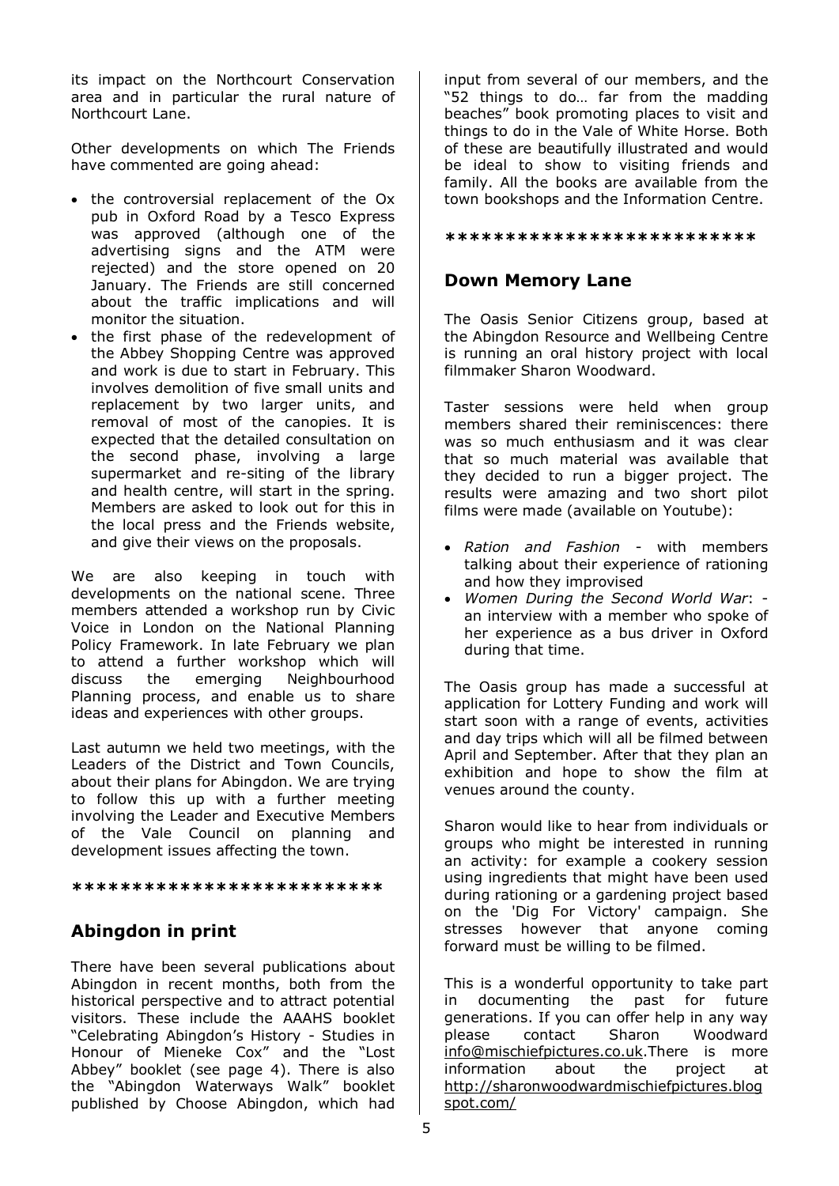its impact on the Northcourt Conservation area and in particular the rural nature of Northcourt Lane.

Other developments on which The Friends have commented are going ahead:

- the controversial replacement of the Ox pub in Oxford Road by a Tesco Express was approved (although one of the advertising signs and the ATM were rejected) and the store opened on 20 January. The Friends are still concerned about the traffic implications and will monitor the situation.
- the first phase of the redevelopment of the Abbey Shopping Centre was approved and work is due to start in February. This involves demolition of five small units and replacement by two larger units, and removal of most of the canopies. It is expected that the detailed consultation on the second phase, involving a large supermarket and re-siting of the library and health centre, will start in the spring. Members are asked to look out for this in the local press and the Friends website, and give their views on the proposals.

We are also keeping in touch with developments on the national scene. Three members attended a workshop run by Civic Voice in London on the National Planning Policy Framework. In late February we plan to attend a further workshop which will discuss the emerging Neighbourhood Planning process, and enable us to share ideas and experiences with other groups.

Last autumn we held two meetings, with the Leaders of the District and Town Councils, about their plans for Abingdon. We are trying to follow this up with a further meeting involving the Leader and Executive Members of the Vale Council on planning and development issues affecting the town.

*************************

## Abingdon in print

There have been several publications about Abingdon in recent months, both from the historical perspective and to attract potential visitors. These include the AAAHS booklet "Celebrating Abingdon's History - Studies in Honour of Mieneke Cox" and the "Lost Abbey" booklet (see page 4). There is also the "Abingdon Waterways Walk" booklet published by Choose Abingdon, which had input from several of our members, and the "52 things to do… far from the madding beaches" book promoting places to visit and things to do in the Vale of White Horse. Both of these are beautifully illustrated and would be ideal to show to visiting friends and family. All the books are available from the town bookshops and the Information Centre.

*************************

## Down Memory Lane

The Oasis Senior Citizens group, based at the Abingdon Resource and Wellbeing Centre is running an oral history project with local filmmaker Sharon Woodward.

Taster sessions were held when group members shared their reminiscences: there was so much enthusiasm and it was clear that so much material was available that they decided to run a bigger project. The results were amazing and two short pilot films were made (available on Youtube):

- *Ration and Fashion* - with members talking about their experience of rationing and how they improvised
- *Women During the Second World War*: - an interview with a member who spoke of her experience as a bus driver in Oxford during that time.

The Oasis group has made a successful at application for Lottery Funding and work will start soon with a range of events, activities and day trips which will all be filmed between April and September. After that they plan an exhibition and hope to show the film at venues around the county.

Sharon would like to hear from individuals or groups who might be interested in running an activity: for example a cookery session using ingredients that might have been used during rationing or a gardening project based on the 'Dig For Victory' campaign. She stresses however that anyone coming forward must be willing to be filmed.

This is a wonderful opportunity to take part in documenting the past for future generations. If you can offer help in any way please contact Sharon Woodward info@mischiefpictures.co.uk.There is more information about the project at http://sharonwoodwardmischiefpictures.blogspot.com/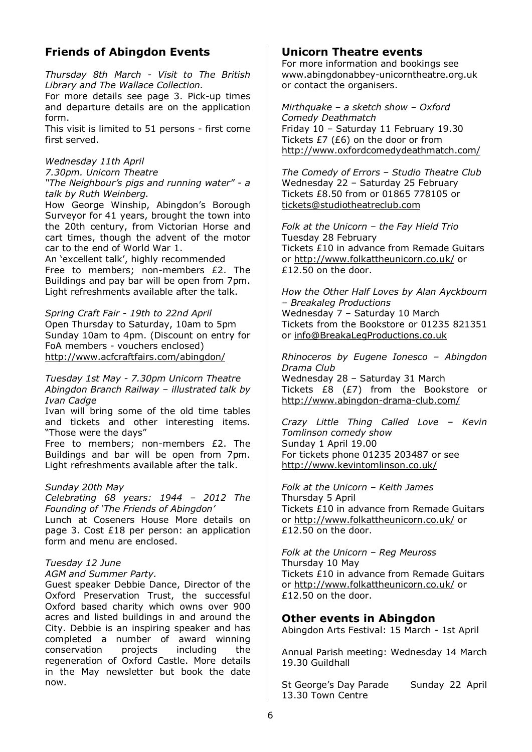## Friends of Abingdon Events

*Thursday 8th March - Visit to The British Library and The Wallace Collection.*

For more details see page 3. Pick-up times and departure details are on the application form.

This visit is limited to 51 persons - first come first served.

*Wednesday 11th April*
*7.30pm. Unicorn Theatre*
*"The Neighbour's pigs and running water" - a talk by Ruth Weinberg.*

How George Winship, Abingdon's Borough Surveyor for 41 years, brought the town into the 20th century, from Victorian Horse and cart times, though the advent of the motor car to the end of World War 1.

An 'excellent talk', highly recommended

Free to members; non-members £2. The Buildings and pay bar will be open from 7pm. Light refreshments available after the talk.

*Spring Craft Fair - 19th to 22nd April*
Open Thursday to Saturday, 10am to 5pm Sunday 10am to 4pm. (Discount on entry for FoA members - vouchers enclosed)
http://www.acfcraftfairs.com/abingdon/

*Tuesday 1st May - 7.30pm Unicorn Theatre*
*Abingdon Branch Railway – illustrated talk by Ivan Cadge*

Ivan will bring some of the old time tables and tickets and other interesting items. "Those were the days"

Free to members; non-members £2. The Buildings and bar will be open from 7pm. Light refreshments available after the talk.

*Sunday 20th May*
*Celebrating 68 years: 1944 – 2012 The Founding of 'The Friends of Abingdon'*

Lunch at Coseners House More details on page 3. Cost £18 per person: an application form and menu are enclosed.

*Tuesday 12 June*
*AGM and Summer Party.*

Guest speaker Debbie Dance, Director of the Oxford Preservation Trust, the successful Oxford based charity which owns over 900 acres and listed buildings in and around the City. Debbie is an inspiring speaker and has completed a number of award winning conservation projects including the regeneration of Oxford Castle. More details in the May newsletter but book the date now.

## Unicorn Theatre events

For more information and bookings see www.abingdonabbey-unicorntheatre.org.uk or contact the organisers.

*Mirthquake – a sketch show – Oxford Comedy Deathmatch*
Friday 10 – Saturday 11 February 19.30
Tickets £7 (£6) on the door or from
http://www.oxfordcomedydeathmatch.com/

*The Comedy of Errors – Studio Theatre Club*
Wednesday 22 – Saturday 25 February
Tickets £8.50 from or 01865 778105 or
tickets@studiotheatreclub.com

*Folk at the Unicorn – the Fay Hield Trio*
Tuesday 28 February
Tickets £10 in advance from Remade Guitars or http://www.folkattheunicorn.co.uk/ or £12.50 on the door.

*How the Other Half Loves by Alan Ayckbourn – Breakaleg Productions*
Wednesday 7 – Saturday 10 March
Tickets from the Bookstore or 01235 821351 or info@BreakaLegProductions.co.uk

*Rhinoceros by Eugene Ionesco – Abingdon Drama Club*
Wednesday 28 – Saturday 31 March
Tickets £8 (£7) from the Bookstore or http://www.abingdon-drama-club.com/

*Crazy Little Thing Called Love – Kevin Tomlinson comedy show*
Sunday 1 April 19.00
For tickets phone 01235 203487 or see
http://www.kevintomlinson.co.uk/

*Folk at the Unicorn – Keith James*
Thursday 5 April
Tickets £10 in advance from Remade Guitars or http://www.folkattheunicorn.co.uk/ or £12.50 on the door.

*Folk at the Unicorn – Reg Meuross*
Thursday 10 May
Tickets £10 in advance from Remade Guitars or http://www.folkattheunicorn.co.uk/ or £12.50 on the door.

## Other events in Abingdon

Abingdon Arts Festival: 15 March - 1st April

Annual Parish meeting: Wednesday 14 March 19.30 Guildhall

St George's Day Parade Sunday 22 April 13.30 Town Centre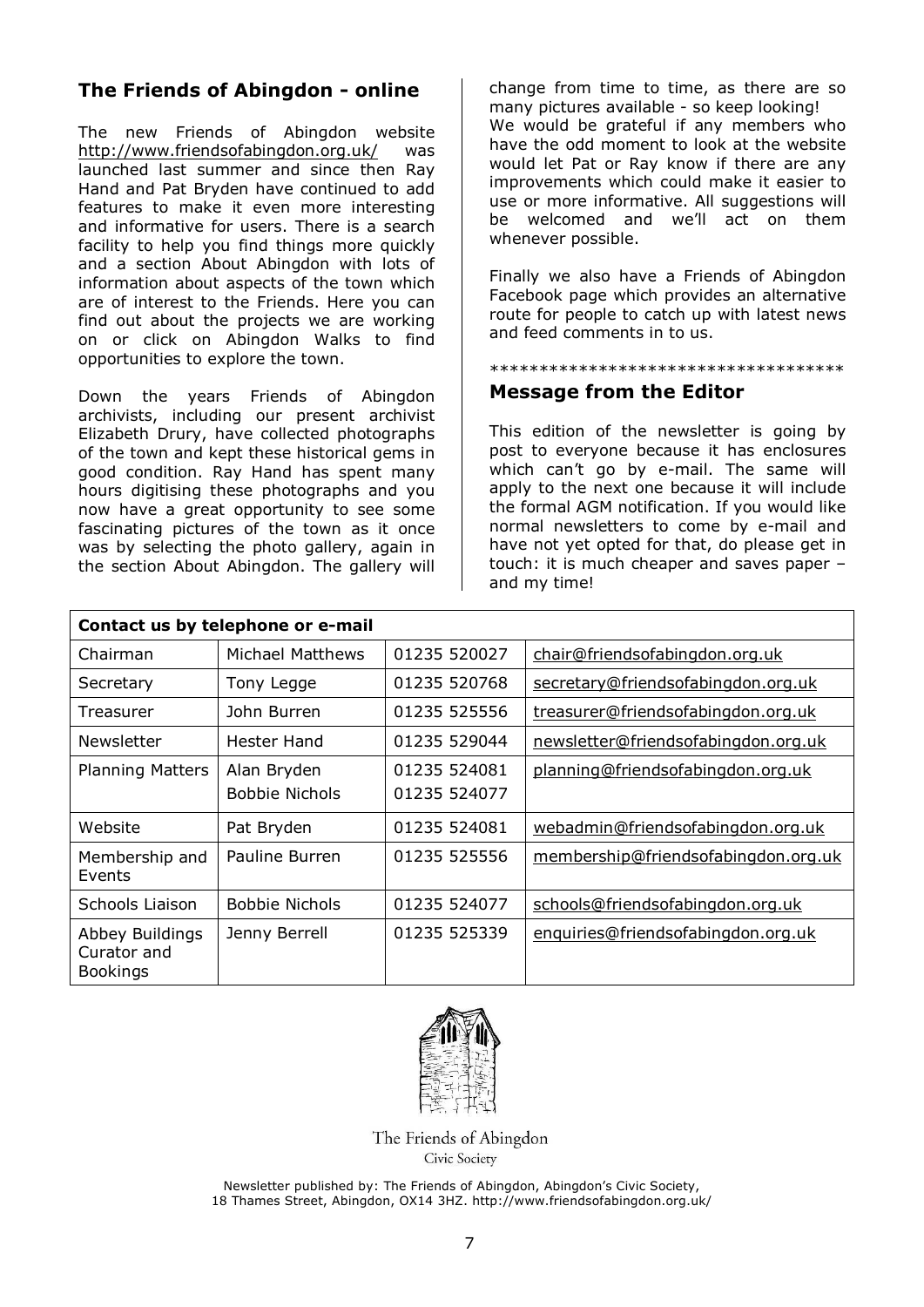## The Friends of Abingdon - online

The new Friends of Abingdon website http://www.friendsofabingdon.org.uk/ was launched last summer and since then Ray Hand and Pat Bryden have continued to add features to make it even more interesting and informative for users. There is a search facility to help you find things more quickly and a section About Abingdon with lots of information about aspects of the town which are of interest to the Friends. Here you can find out about the projects we are working on or click on Abingdon Walks to find opportunities to explore the town.

Down the years Friends of Abingdon archivists, including our present archivist Elizabeth Drury, have collected photographs of the town and kept these historical gems in good condition. Ray Hand has spent many hours digitising these photographs and you now have a great opportunity to see some fascinating pictures of the town as it once was by selecting the photo gallery, again in the section About Abingdon. The gallery will change from time to time, as there are so many pictures available - so keep looking!

We would be grateful if any members who have the odd moment to look at the website would let Pat or Ray know if there are any improvements which could make it easier to use or more informative. All suggestions will be welcomed and we'll act on them whenever possible.

Finally we also have a Friends of Abingdon Facebook page which provides an alternative route for people to catch up with latest news and feed comments in to us.

************************************

## Message from the Editor

This edition of the newsletter is going by post to everyone because it has enclosures which can't go by e-mail. The same will apply to the next one because it will include the formal AGM notification. If you would like normal newsletters to come by e-mail and have not yet opted for that, do please get in touch: it is much cheaper and saves paper – and my time!

| Contact us by telephone or e-mail | | | |
|---|---|---|---|
| Chairman | Michael Matthews | 01235 520027 | chair@friendsofabingdon.org.uk |
| Secretary | Tony Legge | 01235 520768 | secretary@friendsofabingdon.org.uk |
| Treasurer | John Burren | 01235 525556 | treasurer@friendsofabingdon.org.uk |
| Newsletter | Hester Hand | 01235 529044 | newsletter@friendsofabingdon.org.uk |
| Planning Matters | Alan Bryden<br>Bobbie Nichols | 01235 524081<br>01235 524077 | planning@friendsofabingdon.org.uk |
| Website | Pat Bryden | 01235 524081 | webadmin@friendsofabingdon.org.uk |
| Membership and Events | Pauline Burren | 01235 525556 | membership@friendsofabingdon.org.uk |
| Schools Liaison | Bobbie Nichols | 01235 524077 | schools@friendsofabingdon.org.uk |
| Abbey Buildings Curator and Bookings | Jenny Berrell | 01235 525339 | enquiries@friendsofabingdon.org.uk |

The Friends of Abingdon
Civic Society

Newsletter published by: The Friends of Abingdon, Abingdon's Civic Society, 18 Thames Street, Abingdon, OX14 3HZ. http://www.friendsofabingdon.org.uk/